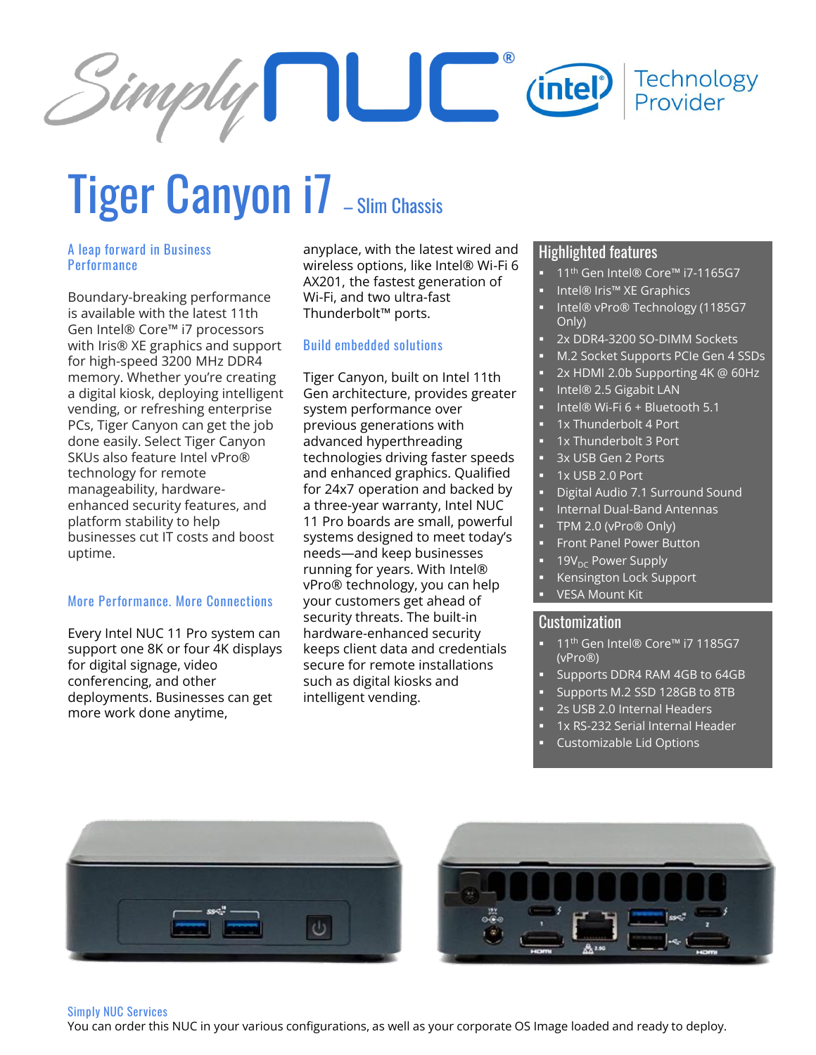# Tiger Canyon i7 – Slim Chassis

### A leap forward in Business Performance

Boundary-breaking performance is available with the latest 11th Gen Intel® Core™ i7 processors with Iris® XE graphics and support for high-speed 3200 MHz DDR4 memory. Whether you're creating a digital kiosk, deploying intelligent vending, or refreshing enterprise PCs, Tiger Canyon can get the job done easily. Select Tiger Canyon SKUs also feature Intel vPro® technology for remote manageability, hardware-enhanced security features, and platform stability to help businesses cut IT costs and boost uptime.

### More Performance. More Connections

Every Intel NUC 11 Pro system can support one 8K or four 4K displays for digital signage, video conferencing, and other deployments. Businesses can get more work done anytime, anyplace, with the latest wired and wireless options, like Intel® Wi-Fi 6 AX201, the fastest generation of Wi-Fi, and two ultra-fast Thunderbolt™ ports.

### Build embedded solutions

Tiger Canyon, built on Intel 11th Gen architecture, provides greater system performance over previous generations with advanced hyperthreading technologies driving faster speeds and enhanced graphics. Qualified for 24x7 operation and backed by a three-year warranty, Intel NUC 11 Pro boards are small, powerful systems designed to meet today's needs—and keep businesses running for years. With Intel® vPro® technology, you can help your customers get ahead of security threats. The built-in hardware-enhanced security keeps client data and credentials secure for remote installations such as digital kiosks and intelligent vending.

## Highlighted features

- 11th Gen Intel® Core™ i7-1165G7
- Intel® Iris™ XE Graphics
- Intel® vPro® Technology (1185G7 Only)
- 2x DDR4-3200 SO-DIMM Sockets
- M.2 Socket Supports PCIe Gen 4 SSDs
- 2x HDMI 2.0b Supporting 4K @ 60Hz
- Intel® 2.5 Gigabit LAN
- Intel® Wi-Fi 6 + Bluetooth 5.1
- 1x Thunderbolt 4 Port
- 1x Thunderbolt 3 Port
- 3x USB Gen 2 Ports
- 1x USB 2.0 Port
- Digital Audio 7.1 Surround Sound
- Internal Dual-Band Antennas
- TPM 2.0 (vPro® Only)
- Front Panel Power Button
- $19V_{DC}$ Power Supply
- Kensington Lock Support
- VESA Mount Kit

## Customization

- 11th Gen Intel® Core™ i7 1185G7 (vPro®)
- Supports DDR4 RAM 4GB to 64GB
- Supports M.2 SSD 128GB to 8TB
- 2s USB 2.0 Internal Headers
- 1x RS-232 Serial Internal Header
- Customizable Lid Options

### Simply NUC Services

You can order this NUC in your various configurations, as well as your corporate OS Image loaded and ready to deploy.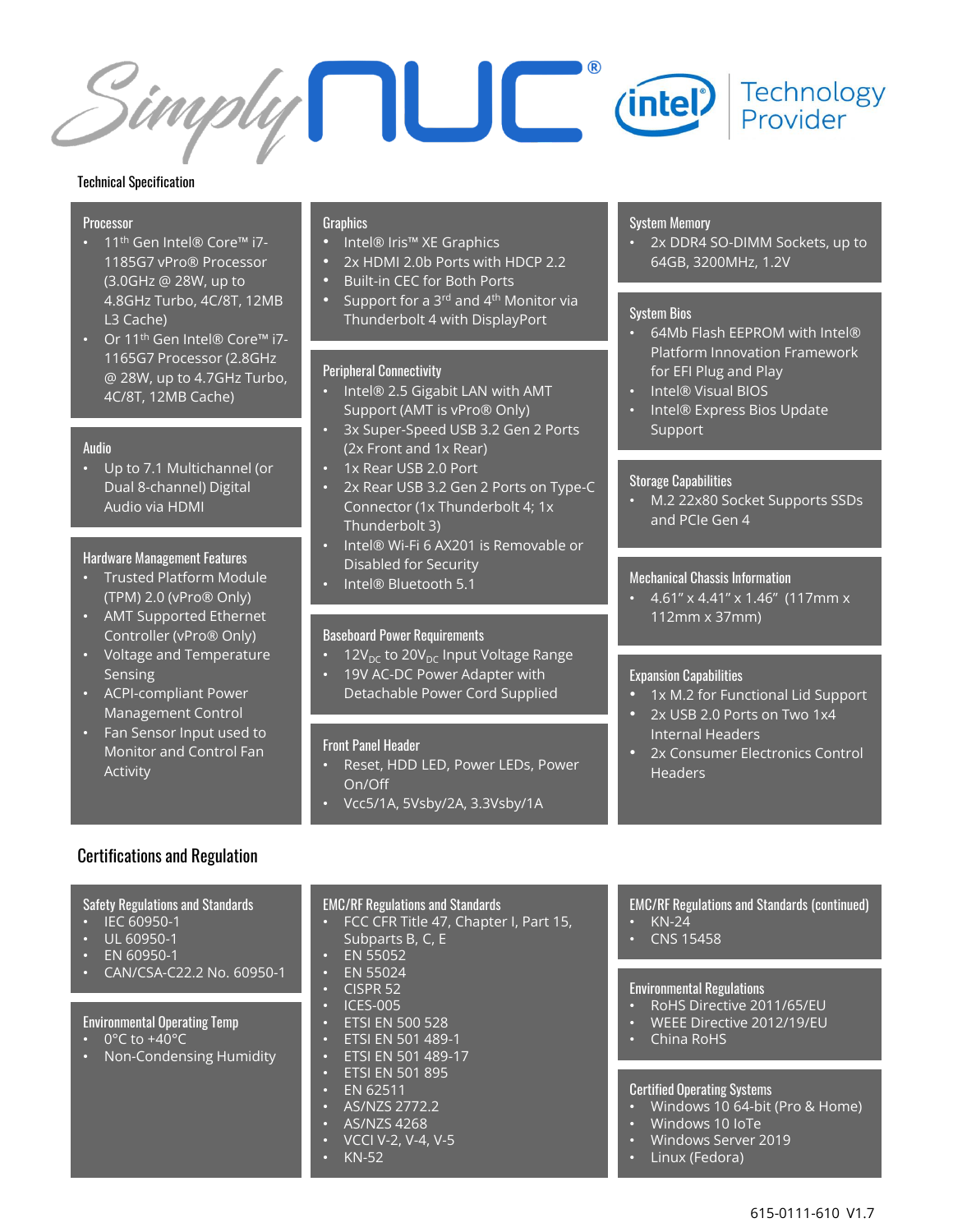Simply NUC® intel Technology Provider

## Technical Specification

### Processor
- 11th Gen Intel® Core™ i7-1185G7 vPro® Processor (3.0GHz @ 28W, up to 4.8GHz Turbo, 4C/8T, 12MB L3 Cache)
- Or 11th Gen Intel® Core™ i7-1165G7 Processor (2.8GHz @ 28W, up to 4.7GHz Turbo, 4C/8T, 12MB Cache)

### Audio
- Up to 7.1 Multichannel (or Dual 8-channel) Digital Audio via HDMI

### Hardware Management Features
- Trusted Platform Module (TPM) 2.0 (vPro® Only)
- AMT Supported Ethernet Controller (vPro® Only)
- Voltage and Temperature Sensing
- ACPI-compliant Power Management Control
- Fan Sensor Input used to Monitor and Control Fan Activity

### Graphics
- Intel® Iris™ XE Graphics
- 2x HDMI 2.0b Ports with HDCP 2.2
- Built-in CEC for Both Ports
- Support for a 3rd and 4th Monitor via Thunderbolt 4 with DisplayPort

### Peripheral Connectivity
- Intel® 2.5 Gigabit LAN with AMT Support (AMT is vPro® Only)
- 3x Super-Speed USB 3.2 Gen 2 Ports (2x Front and 1x Rear)
- 1x Rear USB 2.0 Port
- 2x Rear USB 3.2 Gen 2 Ports on Type-C Connector (1x Thunderbolt 4; 1x Thunderbolt 3)
- Intel® Wi-Fi 6 AX201 is Removable or Disabled for Security
- Intel® Bluetooth 5.1

### Baseboard Power Requirements
- $12V_{DC}$ to $20V_{DC}$ Input Voltage Range
- 19V AC-DC Power Adapter with Detachable Power Cord Supplied

### Front Panel Header
- Reset, HDD LED, Power LEDs, Power On/Off
- Vcc5/1A, 5Vsby/2A, 3.3Vsby/1A

### System Memory
- 2x DDR4 SO-DIMM Sockets, up to 64GB, 3200MHz, 1.2V

### System Bios
- 64Mb Flash EEPROM with Intel® Platform Innovation Framework for EFI Plug and Play
- Intel® Visual BIOS
- Intel® Express Bios Update Support

### Storage Capabilities
- M.2 22x80 Socket Supports SSDs and PCIe Gen 4

### Mechanical Chassis Information
- 4.61" x 4.41" x 1.46" (117mm x 112mm x 37mm)

### Expansion Capabilities
- 1x M.2 for Functional Lid Support
- 2x USB 2.0 Ports on Two 1x4 Internal Headers
- 2x Consumer Electronics Control Headers

## Certifications and Regulation

### Safety Regulations and Standards
- IEC 60950-1
- UL 60950-1
- EN 60950-1
- CAN/CSA-C22.2 No. 60950-1

### Environmental Operating Temp
- 0°C to +40°C
- Non-Condensing Humidity

### EMC/RF Regulations and Standards
- FCC CFR Title 47, Chapter I, Part 15, Subparts B, C, E
- EN 55052
- EN 55024
- CISPR 52
- ICES-005
- ETSI EN 500 528
- ETSI EN 501 489-1
- ETSI EN 501 489-17
- ETSI EN 501 895
- EN 62511
- AS/NZS 2772.2
- AS/NZS 4268
- VCCI V-2, V-4, V-5
- KN-52

### EMC/RF Regulations and Standards (continued)
- KN-24
- CNS 15458

### Environmental Regulations
- RoHS Directive 2011/65/EU
- WEEE Directive 2012/19/EU
- China RoHS

### Certified Operating Systems
- Windows 10 64-bit (Pro & Home)
- Windows 10 IoTe
- Windows Server 2019
- Linux (Fedora)

615-0111-610 V1.7